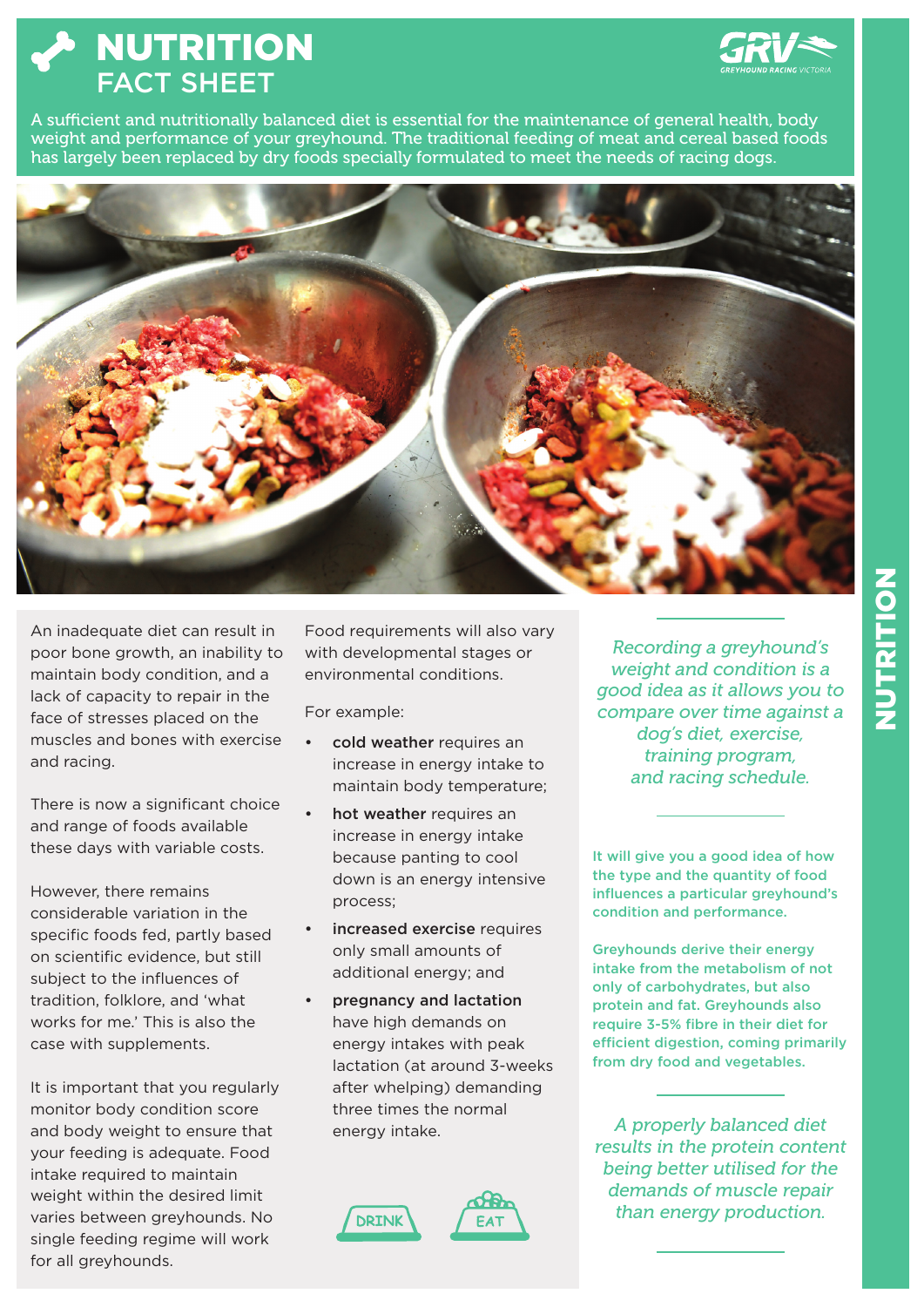# NUTRITION FACT SHEET

A sufficient and nutritionally balanced diet is essential for the maintenance of general health, body weight and performance of your greyhound. The traditional feeding of meat and cereal based foods has largely been replaced by dry foods specially formulated to meet the needs of racing dogs.

An inadequate diet can result in poor bone growth, an inability to maintain body condition, and a lack of capacity to repair in the face of stresses placed on the muscles and bones with exercise and racing.

There is now a significant choice and range of foods available these days with variable costs.

However, there remains considerable variation in the specific foods fed, partly based on scientific evidence, but still subject to the influences of tradition, folklore, and 'what works for me.' This is also the case with supplements.

It is important that you regularly monitor body condition score and body weight to ensure that your feeding is adequate. Food intake required to maintain weight within the desired limit varies between greyhounds. No single feeding regime will work for all greyhounds.

Food requirements will also vary with developmental stages or environmental conditions.

For example:

- **cold weather** requires an increase in energy intake to maintain body temperature;
- **hot weather** requires an increase in energy intake because panting to cool down is an energy intensive process;
- **increased exercise** requires only small amounts of additional energy; and
- **pregnancy and lactation** have high demands on energy intakes with peak lactation (at around 3-weeks after whelping) demanding three times the normal energy intake.

DRINK EAT

*Recording a greyhound's weight and condition is a good idea as it allows you to compare over time against a dog's diet, exercise, training program, and racing schedule.*

It will give you a good idea of how the type and the quantity of food influences a particular greyhound's condition and performance.

Greyhounds derive their energy intake from the metabolism of not only of carbohydrates, but also protein and fat. Greyhounds also require 3-5% fibre in their diet for efficient digestion, coming primarily from dry food and vegetables.

*A properly balanced diet results in the protein content being better utilised for the demands of muscle repair than energy production.*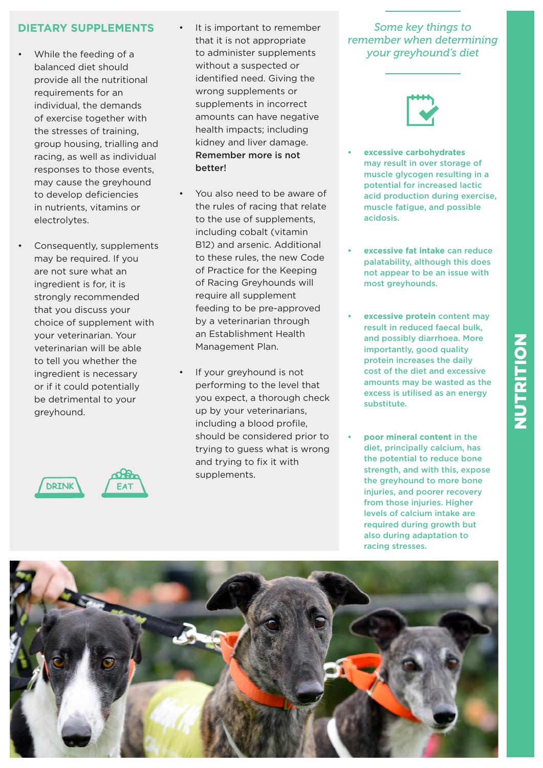## DIETARY SUPPLEMENTS

- While the feeding of a balanced diet should provide all the nutritional requirements for an individual, the demands of exercise together with the stresses of training, group housing, trialling and racing, as well as individual responses to those events, may cause the greyhound to develop deficiencies in nutrients, vitamins or electrolytes.
- Consequently, supplements may be required. If you are not sure what an ingredient is for, it is strongly recommended that you discuss your choice of supplement with your veterinarian. Your veterinarian will be able to tell you whether the ingredient is necessary or if it could potentially be detrimental to your greyhound.
- It is important to remember that it is not appropriate to administer supplements without a suspected or identified need. Giving the wrong supplements or supplements in incorrect amounts can have negative health impacts; including kidney and liver damage. **Remember more is not better!**
- You also need to be aware of the rules of racing that relate to the use of supplements, including cobalt (vitamin B12) and arsenic. Additional to these rules, the new Code of Practice for the Keeping of Racing Greyhounds will require all supplement feeding to be pre-approved by a veterinarian through an Establishment Health Management Plan.
- If your greyhound is not performing to the level that you expect, a thorough check up by your veterinarians, including a blood profile, should be considered prior to trying to guess what is wrong and trying to fix it with supplements.

DRINK EAT

*Some key things to remember when determining your greyhound's diet*

- **excessive carbohydrates** may result in over storage of muscle glycogen resulting in a potential for increased lactic acid production during exercise, muscle fatigue, and possible acidosis.
- **excessive fat intake** can reduce palatability, although this does not appear to be an issue with most greyhounds.
- **excessive protein** content may result in reduced faecal bulk, and possibly diarrhoea. More importantly, good quality protein increases the daily cost of the diet and excessive amounts may be wasted as the excess is utilised as an energy substitute.
- **poor mineral content** in the diet, principally calcium, has the potential to reduce bone strength, and with this, expose the greyhound to more bone injuries, and poorer recovery from those injuries. Higher levels of calcium intake are required during growth but also during adaptation to racing stresses.